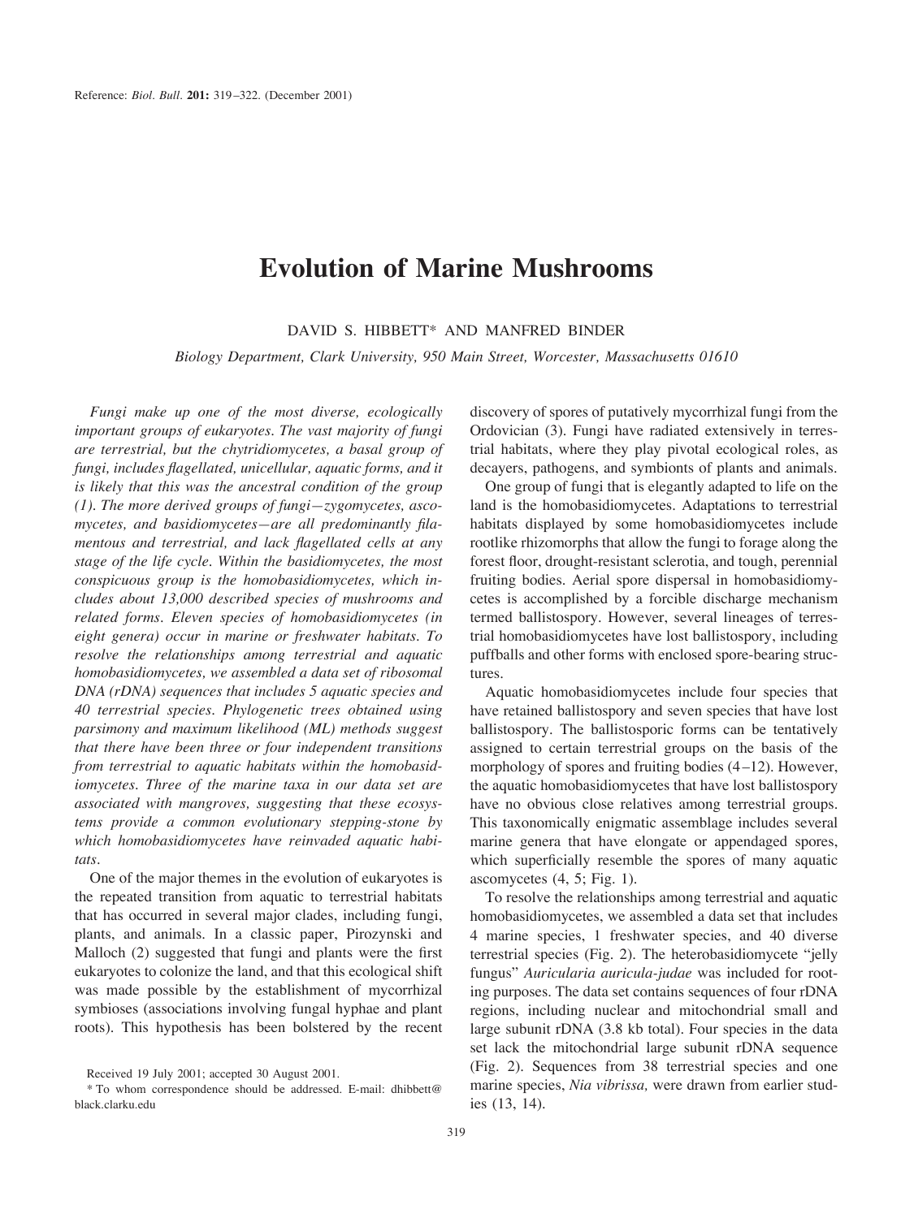# Evolution of Marine Mushrooms

DAVID S. HIBBETT* AND MANFRED BINDER

*Biology Department, Clark University, 950 Main Street, Worcester, Massachusetts 01610*

*Fungi make up one of the most diverse, ecologically important groups of eukaryotes. The vast majority of fungi are terrestrial, but the chytridiomycetes, a basal group of fungi, includes flagellated, unicellular, aquatic forms, and it is likely that this was the ancestral condition of the group (1). The more derived groups of fungi—zygomycetes, ascomycetes, and basidiomycetes—are all predominantly filamentous and terrestrial, and lack flagellated cells at any stage of the life cycle. Within the basidiomycetes, the most conspicuous group is the homobasidiomycetes, which includes about 13,000 described species of mushrooms and related forms. Eleven species of homobasidiomycetes (in eight genera) occur in marine or freshwater habitats. To resolve the relationships among terrestrial and aquatic homobasidiomycetes, we assembled a data set of ribosomal DNA (rDNA) sequences that includes 5 aquatic species and 40 terrestrial species. Phylogenetic trees obtained using parsimony and maximum likelihood (ML) methods suggest that there have been three or four independent transitions from terrestrial to aquatic habitats within the homobasidiomycetes. Three of the marine taxa in our data set are associated with mangroves, suggesting that these ecosystems provide a common evolutionary stepping-stone by which homobasidiomycetes have reinvaded aquatic habitats.*

One of the major themes in the evolution of eukaryotes is the repeated transition from aquatic to terrestrial habitats that has occurred in several major clades, including fungi, plants, and animals. In a classic paper, Pirozynski and Malloch (2) suggested that fungi and plants were the first eukaryotes to colonize the land, and that this ecological shift was made possible by the establishment of mycorrhizal symbioses (associations involving fungal hyphae and plant roots). This hypothesis has been bolstered by the recent discovery of spores of putatively mycorrhizal fungi from the Ordovician (3). Fungi have radiated extensively in terrestrial habitats, where they play pivotal ecological roles, as decayers, pathogens, and symbionts of plants and animals.

One group of fungi that is elegantly adapted to life on the land is the homobasidiomycetes. Adaptations to terrestrial habitats displayed by some homobasidiomycetes include rootlike rhizomorphs that allow the fungi to forage along the forest floor, drought-resistant sclerotia, and tough, perennial fruiting bodies. Aerial spore dispersal in homobasidiomycetes is accomplished by a forcible discharge mechanism termed ballistospory. However, several lineages of terrestrial homobasidiomycetes have lost ballistospory, including puffballs and other forms with enclosed spore-bearing structures.

Aquatic homobasidiomycetes include four species that have retained ballistospory and seven species that have lost ballistospory. The ballistosporic forms can be tentatively assigned to certain terrestrial groups on the basis of the morphology of spores and fruiting bodies (4–12). However, the aquatic homobasidiomycetes that have lost ballistospory have no obvious close relatives among terrestrial groups. This taxonomically enigmatic assemblage includes several marine genera that have elongate or appendaged spores, which superficially resemble the spores of many aquatic ascomycetes (4, 5; Fig. 1).

To resolve the relationships among terrestrial and aquatic homobasidiomycetes, we assembled a data set that includes 4 marine species, 1 freshwater species, and 40 diverse terrestrial species (Fig. 2). The heterobasidiomycete "jelly fungus" *Auricularia auricula-judae* was included for rooting purposes. The data set contains sequences of four rDNA regions, including nuclear and mitochondrial small and large subunit rDNA (3.8 kb total). Four species in the data set lack the mitochondrial large subunit rDNA sequence (Fig. 2). Sequences from 38 terrestrial species and one marine species, *Nia vibrissa,* were drawn from earlier studies (13, 14).

Received 19 July 2001; accepted 30 August 2001.

\* To whom correspondence should be addressed. E-mail: dhibbett@black.clarku.edu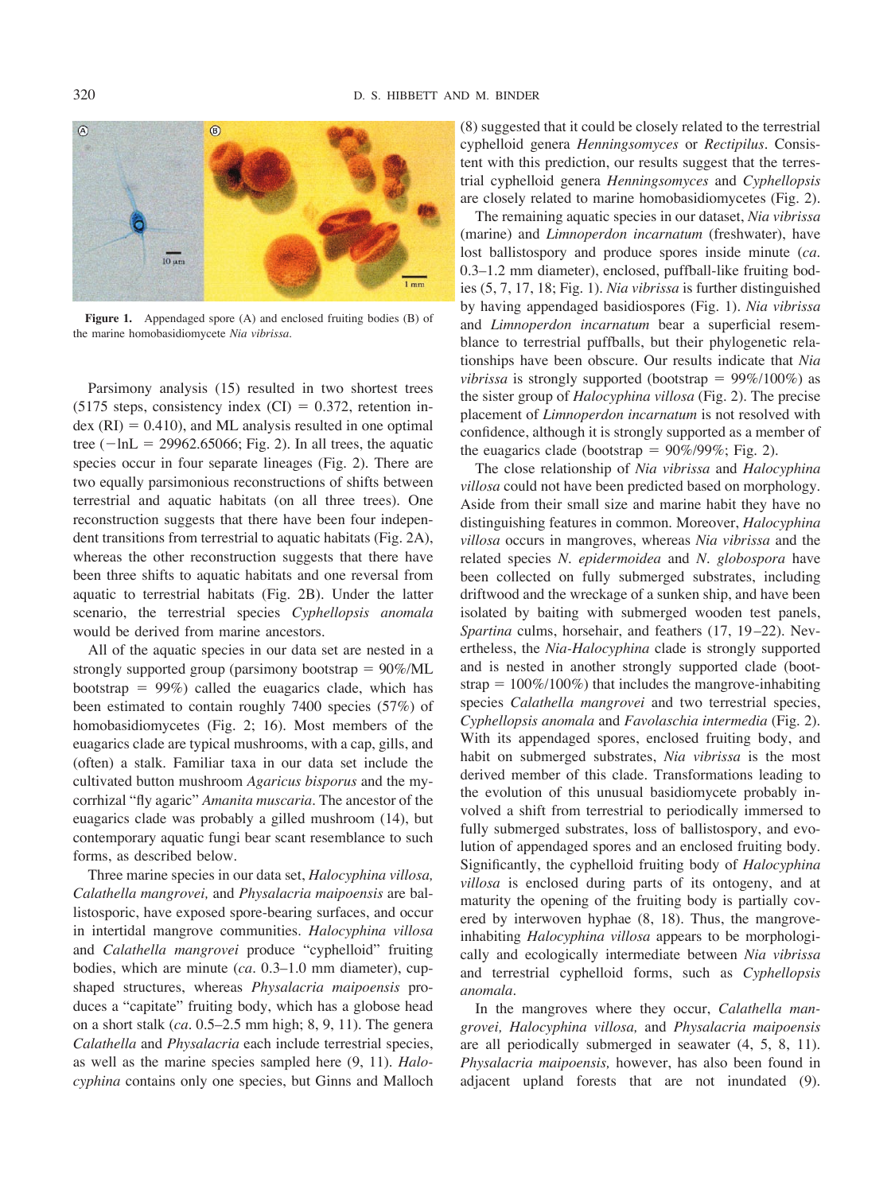Figure 1. Appendaged spore (A) and enclosed fruiting bodies (B) of the marine homobasidiomycete *Nia vibrissa*.

Parsimony analysis (15) resulted in two shortest trees (5175 steps, consistency index (CI) = 0.372, retention index (RI) = 0.410), and ML analysis resulted in one optimal tree (−lnL = 29962.65066; Fig. 2). In all trees, the aquatic species occur in four separate lineages (Fig. 2). There are two equally parsimonious reconstructions of shifts between terrestrial and aquatic habitats (on all three trees). One reconstruction suggests that there have been four independent transitions from terrestrial to aquatic habitats (Fig. 2A), whereas the other reconstruction suggests that there have been three shifts to aquatic habitats and one reversal from aquatic to terrestrial habitats (Fig. 2B). Under the latter scenario, the terrestrial species *Cyphellopsis anomala* would be derived from marine ancestors.

All of the aquatic species in our data set are nested in a strongly supported group (parsimony bootstrap = 90%/ML bootstrap = 99%) called the euagarics clade, which has been estimated to contain roughly 7400 species (57%) of homobasidiomycetes (Fig. 2; 16). Most members of the euagarics clade are typical mushrooms, with a cap, gills, and (often) a stalk. Familiar taxa in our data set include the cultivated button mushroom *Agaricus bisporus* and the mycorrhizal "fly agaric" *Amanita muscaria*. The ancestor of the euagarics clade was probably a gilled mushroom (14), but contemporary aquatic fungi bear scant resemblance to such forms, as described below.

Three marine species in our data set, *Halocyphina villosa, Calathella mangrovei,* and *Physalacria maipoensis* are ballistosporic, have exposed spore-bearing surfaces, and occur in intertidal mangrove communities. *Halocyphina villosa* and *Calathella mangrovei* produce "cyphelloid" fruiting bodies, which are minute (*ca.* 0.3–1.0 mm diameter), cup-shaped structures, whereas *Physalacria maipoensis* produces a "capitate" fruiting body, which has a globose head on a short stalk (*ca.* 0.5–2.5 mm high; 8, 9, 11). The genera *Calathella* and *Physalacria* each include terrestrial species, as well as the marine species sampled here (9, 11). *Halocyphina* contains only one species, but Ginns and Malloch (8) suggested that it could be closely related to the terrestrial cyphelloid genera *Henningsomyces* or *Rectipilus*. Consistent with this prediction, our results suggest that the terrestrial cyphelloid genera *Henningsomyces* and *Cyphellopsis* are closely related to marine homobasidiomycetes (Fig. 2).

The remaining aquatic species in our dataset, *Nia vibrissa* (marine) and *Limnoperdon incarnatum* (freshwater), have lost ballistospory and produce spores inside minute (*ca.* 0.3–1.2 mm diameter), enclosed, puffball-like fruiting bodies (5, 7, 17, 18; Fig. 1). *Nia vibrissa* is further distinguished by having appendaged basidiospores (Fig. 1). *Nia vibrissa* and *Limnoperdon incarnatum* bear a superficial resemblance to terrestrial puffballs, but their phylogenetic relationships have been obscure. Our results indicate that *Nia vibrissa* is strongly supported (bootstrap = 99%/100%) as the sister group of *Halocyphina villosa* (Fig. 2). The precise placement of *Limnoperdon incarnatum* is not resolved with confidence, although it is strongly supported as a member of the euagarics clade (bootstrap = 90%/99%; Fig. 2).

The close relationship of *Nia vibrissa* and *Halocyphina villosa* could not have been predicted based on morphology. Aside from their small size and marine habit they have no distinguishing features in common. Moreover, *Halocyphina villosa* occurs in mangroves, whereas *Nia vibrissa* and the related species *N. epidermoidea* and *N. globospora* have been collected on fully submerged substrates, including driftwood and the wreckage of a sunken ship, and have been isolated by baiting with submerged wooden test panels, *Spartina* culms, horsehair, and feathers (17, 19–22). Nevertheless, the *Nia-Halocyphina* clade is strongly supported and is nested in another strongly supported clade (bootstrap = 100%/100%) that includes the mangrove-inhabiting species *Calathella mangrovei* and two terrestrial species, *Cyphellopsis anomala* and *Favolaschia intermedia* (Fig. 2). With its appendaged spores, enclosed fruiting body, and habit on submerged substrates, *Nia vibrissa* is the most derived member of this clade. Transformations leading to the evolution of this unusual basidiomycete probably involved a shift from terrestrial to periodically immersed to fully submerged substrates, loss of ballistospory, and evolution of appendaged spores and an enclosed fruiting body. Significantly, the cyphelloid fruiting body of *Halocyphina villosa* is enclosed during parts of its ontogeny, and at maturity the opening of the fruiting body is partially covered by interwoven hyphae (8, 18). Thus, the mangrove-inhabiting *Halocyphina villosa* appears to be morphologically and ecologically intermediate between *Nia vibrissa* and terrestrial cyphelloid forms, such as *Cyphellopsis anomala*.

In the mangroves where they occur, *Calathella mangrovei, Halocyphina villosa,* and *Physalacria maipoensis* are all periodically submerged in seawater (4, 5, 8, 11). *Physalacria maipoensis,* however, has also been found in adjacent upland forests that are not inundated (9).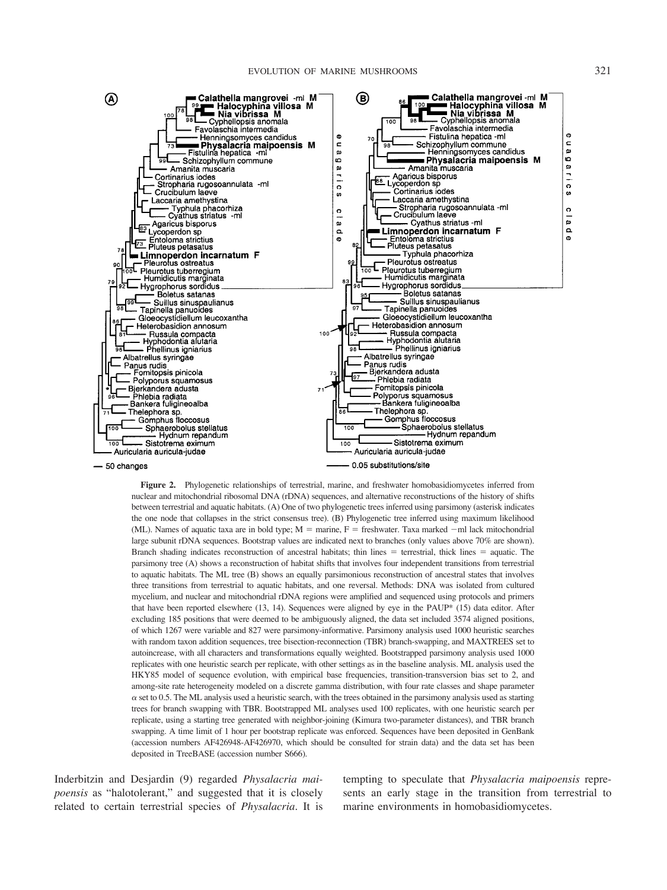**Figure 2.** Phylogenetic relationships of terrestrial, marine, and freshwater homobasidiomycetes inferred from nuclear and mitochondrial ribosomal DNA (rDNA) sequences, and alternative reconstructions of the history of shifts between terrestrial and aquatic habitats. (A) One of two phylogenetic trees inferred using parsimony (asterisk indicates the one node that collapses in the strict consensus tree). (B) Phylogenetic tree inferred using maximum likelihood (ML). Names of aquatic taxa are in bold type; M = marine, F = freshwater. Taxa marked −ml lack mitochondrial large subunit rDNA sequences. Bootstrap values are indicated next to branches (only values above 70% are shown). Branch shading indicates reconstruction of ancestral habitats; thin lines = terrestrial, thick lines = aquatic. The parsimony tree (A) shows a reconstruction of habitat shifts that involves four independent transitions from terrestrial to aquatic habitats. The ML tree (B) shows an equally parsimonious reconstruction of ancestral states that involves three transitions from terrestrial to aquatic habitats, and one reversal. Methods: DNA was isolated from cultured mycelium, and nuclear and mitochondrial rDNA regions were amplified and sequenced using protocols and primers that have been reported elsewhere (13, 14). Sequences were aligned by eye in the PAUP* (15) data editor. After excluding 185 positions that were deemed to be ambiguously aligned, the data set included 3574 aligned positions, of which 1267 were variable and 827 were parsimony-informative. Parsimony analysis used 1000 heuristic searches with random taxon addition sequences, tree bisection-reconnection (TBR) branch-swapping, and MAXTREES set to autoincrease, with all characters and transformations equally weighted. Bootstrapped parsimony analysis used 1000 replicates with one heuristic search per replicate, with other settings as in the baseline analysis. ML analysis used the HKY85 model of sequence evolution, with empirical base frequencies, transition-transversion bias set to 2, and among-site rate heterogeneity modeled on a discrete gamma distribution, with four rate classes and shape parameter $\alpha$ set to 0.5. The ML analysis used a heuristic search, with the trees obtained in the parsimony analysis used as starting trees for branch swapping with TBR. Bootstrapped ML analyses used 100 replicates, with one heuristic search per replicate, using a starting tree generated with neighbor-joining (Kimura two-parameter distances), and TBR branch swapping. A time limit of 1 hour per bootstrap replicate was enforced. Sequences have been deposited in GenBank (accession numbers AF426948-AF426970, which should be consulted for strain data) and the data set has been deposited in TreeBASE (accession number S666).

Inderbitzin and Desjardin (9) regarded *Physalacria maipoensis* as "halotolerant," and suggested that it is closely related to certain terrestrial species of *Physalacria*. It is tempting to speculate that *Physalacria maipoensis* represents an early stage in the transition from terrestrial to marine environments in homobasidiomycetes.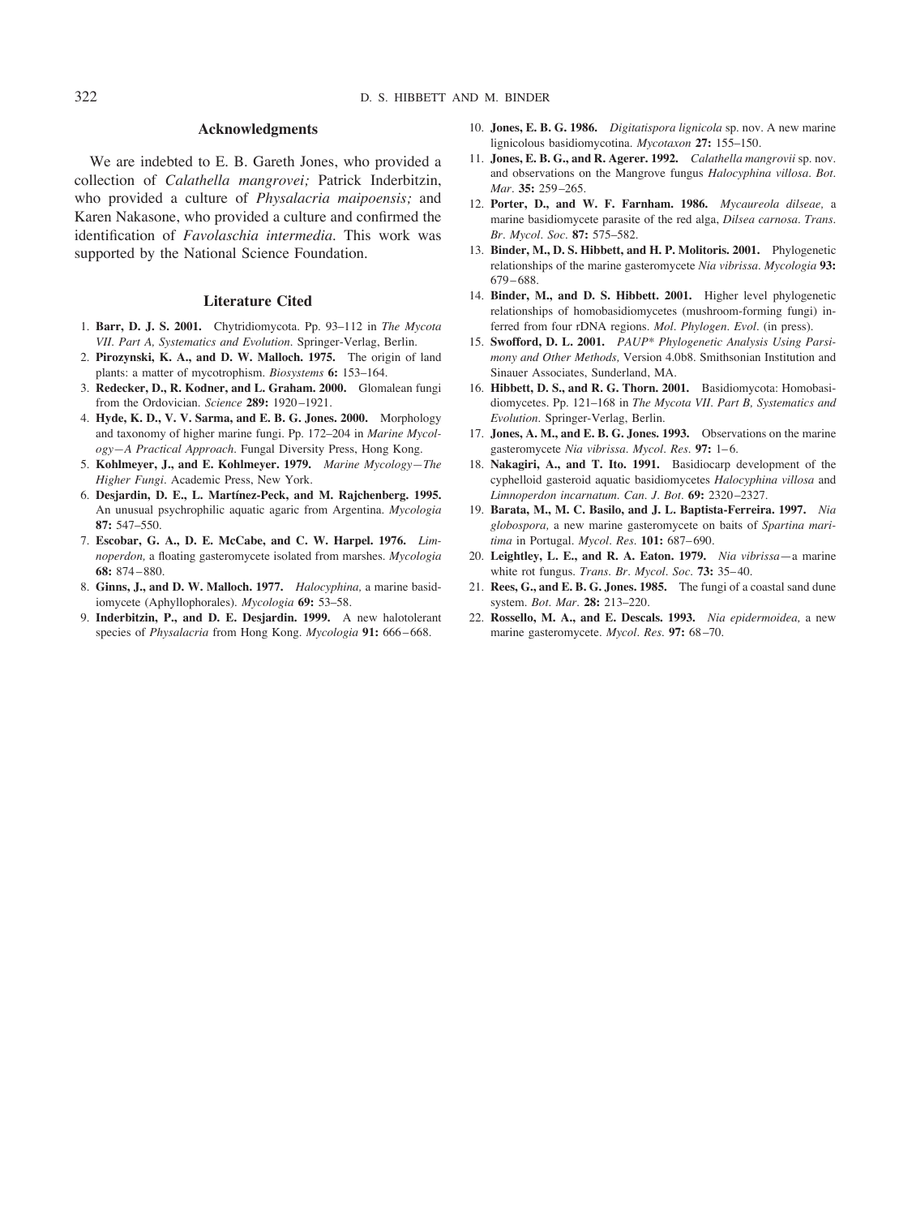## Acknowledgments

We are indebted to E. B. Gareth Jones, who provided a collection of *Calathella mangrovei;* Patrick Inderbitzin, who provided a culture of *Physalacria maipoensis;* and Karen Nakasone, who provided a culture and confirmed the identification of *Favolaschia intermedia*. This work was supported by the National Science Foundation.

## Literature Cited

1. **Barr, D. J. S. 2001.** Chytridiomycota. Pp. 93–112 in *The Mycota VII. Part A, Systematics and Evolution*. Springer-Verlag, Berlin.
2. **Pirozynski, K. A., and D. W. Malloch. 1975.** The origin of land plants: a matter of mycotrophism. *Biosystems* **6:** 153–164.
3. **Redecker, D., R. Kodner, and L. Graham. 2000.** Glomalean fungi from the Ordovician. *Science* **289:** 1920–1921.
4. **Hyde, K. D., V. V. Sarma, and E. B. G. Jones. 2000.** Morphology and taxonomy of higher marine fungi. Pp. 172–204 in *Marine Mycology—A Practical Approach*. Fungal Diversity Press, Hong Kong.
5. **Kohlmeyer, J., and E. Kohlmeyer. 1979.** *Marine Mycology—The Higher Fungi*. Academic Press, New York.
6. **Desjardin, D. E., L. Martínez-Peck, and M. Rajchenberg. 1995.** An unusual psychrophilic aquatic agaric from Argentina. *Mycologia* **87:** 547–550.
7. **Escobar, G. A., D. E. McCabe, and C. W. Harpel. 1976.** *Limnoperdon,* a floating gasteromycete isolated from marshes. *Mycologia* **68:** 874–880.
8. **Ginns, J., and D. W. Malloch. 1977.** *Halocyphina,* a marine basidiomycete (Aphyllophorales). *Mycologia* **69:** 53–58.
9. **Inderbitzin, P., and D. E. Desjardin. 1999.** A new halotolerant species of *Physalacria* from Hong Kong. *Mycologia* **91:** 666–668.
10. **Jones, E. B. G. 1986.** *Digitatispora lignicola* sp. nov. A new marine lignicolous basidiomycotina. *Mycotaxon* **27:** 155–150.
11. **Jones, E. B. G., and R. Agerer. 1992.** *Calathella mangrovii* sp. nov. and observations on the Mangrove fungus *Halocyphina villosa*. *Bot. Mar.* **35:** 259–265.
12. **Porter, D., and W. F. Farnham. 1986.** *Mycaureola dilseae,* a marine basidiomycete parasite of the red alga, *Dilsea carnosa*. *Trans. Br. Mycol. Soc.* **87:** 575–582.
13. **Binder, M., D. S. Hibbett, and H. P. Molitoris. 2001.** Phylogenetic relationships of the marine gasteromycete *Nia vibrissa*. *Mycologia* **93:** 679–688.
14. **Binder, M., and D. S. Hibbett. 2001.** Higher level phylogenetic relationships of homobasidiomycetes (mushroom-forming fungi) inferred from four rDNA regions. *Mol. Phylogen. Evol.* (in press).
15. **Swofford, D. L. 2001.** *PAUP\* Phylogenetic Analysis Using Parsimony and Other Methods,* Version 4.0b8. Smithsonian Institution and Sinauer Associates, Sunderland, MA.
16. **Hibbett, D. S., and R. G. Thorn. 2001.** Basidiomycota: Homobasidiomycetes. Pp. 121–168 in *The Mycota VII. Part B, Systematics and Evolution*. Springer-Verlag, Berlin.
17. **Jones, A. M., and E. B. G. Jones. 1993.** Observations on the marine gasteromycete *Nia vibrissa*. *Mycol. Res.* **97:** 1–6.
18. **Nakagiri, A., and T. Ito. 1991.** Basidiocarp development of the cyphelloid gasteroid aquatic basidiomycetes *Halocyphina villosa* and *Limnoperdon incarnatum*. *Can. J. Bot.* **69:** 2320–2327.
19. **Barata, M., M. C. Basilo, and J. L. Baptista-Ferreira. 1997.** *Nia globospora,* a new marine gasteromycete on baits of *Spartina maritima* in Portugal. *Mycol. Res.* **101:** 687–690.
20. **Leightley, L. E., and R. A. Eaton. 1979.** *Nia vibrissa*—a marine white rot fungus. *Trans. Br. Mycol. Soc.* **73:** 35–40.
21. **Rees, G., and E. B. G. Jones. 1985.** The fungi of a coastal sand dune system. *Bot. Mar.* **28:** 213–220.
22. **Rossello, M. A., and E. Descals. 1993.** *Nia epidermoidea,* a new marine gasteromycete. *Mycol. Res.* **97:** 68–70.